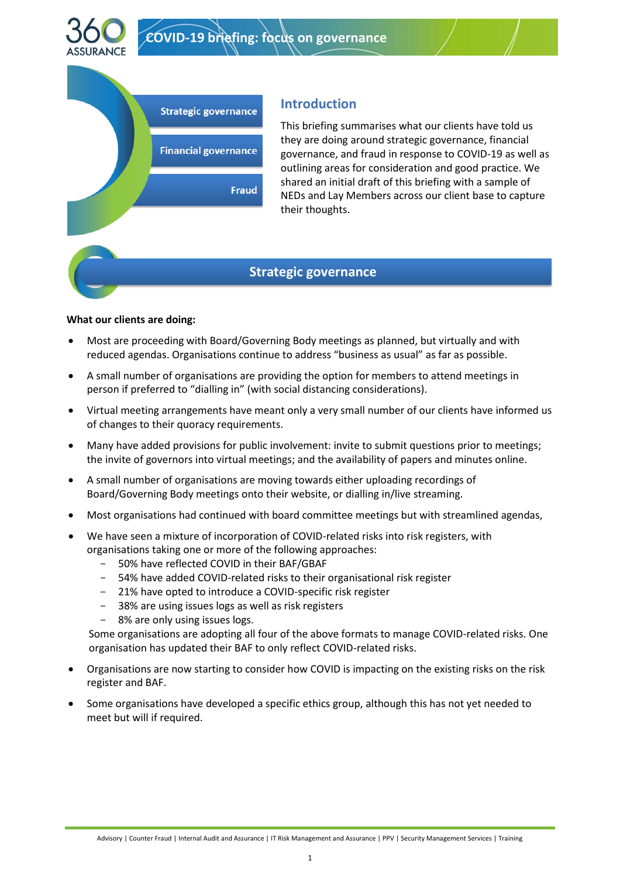# COVID-19 briefing: focus on governance

- Strategic governance
- Financial governance
- Fraud

## Introduction

This briefing summarises what our clients have told us they are doing around strategic governance, financial governance, and fraud in response to COVID-19 as well as outlining areas for consideration and good practice. We shared an initial draft of this briefing with a sample of NEDs and Lay Members across our client base to capture their thoughts.

## Strategic governance

**What our clients are doing:**

- Most are proceeding with Board/Governing Body meetings as planned, but virtually and with reduced agendas. Organisations continue to address "business as usual" as far as possible.
- A small number of organisations are providing the option for members to attend meetings in person if preferred to "dialling in" (with social distancing considerations).
- Virtual meeting arrangements have meant only a very small number of our clients have informed us of changes to their quoracy requirements.
- Many have added provisions for public involvement: invite to submit questions prior to meetings; the invite of governors into virtual meetings; and the availability of papers and minutes online.
- A small number of organisations are moving towards either uploading recordings of Board/Governing Body meetings onto their website, or dialling in/live streaming.
- Most organisations had continued with board committee meetings but with streamlined agendas,
- We have seen a mixture of incorporation of COVID-related risks into risk registers, with organisations taking one or more of the following approaches:
  - 50% have reflected COVID in their BAF/GBAF
  - 54% have added COVID-related risks to their organisational risk register
  - 21% have opted to introduce a COVID-specific risk register
  - 38% are using issues logs as well as risk registers
  - 8% are only using issues logs.

  Some organisations are adopting all four of the above formats to manage COVID-related risks. One organisation has updated their BAF to only reflect COVID-related risks.
- Organisations are now starting to consider how COVID is impacting on the existing risks on the risk register and BAF.
- Some organisations have developed a specific ethics group, although this has not yet needed to meet but will if required.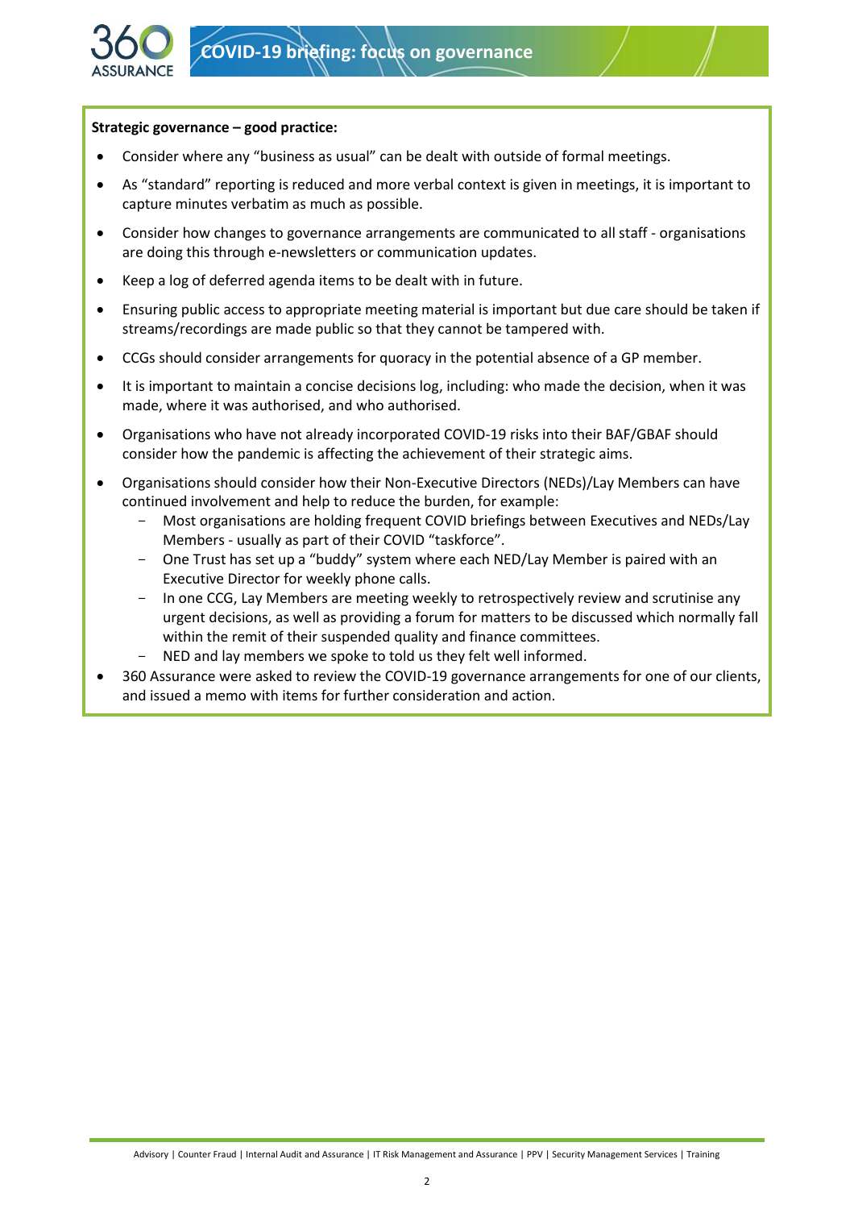**Strategic governance – good practice:**

- Consider where any "business as usual" can be dealt with outside of formal meetings.
- As "standard" reporting is reduced and more verbal context is given in meetings, it is important to capture minutes verbatim as much as possible.
- Consider how changes to governance arrangements are communicated to all staff - organisations are doing this through e-newsletters or communication updates.
- Keep a log of deferred agenda items to be dealt with in future.
- Ensuring public access to appropriate meeting material is important but due care should be taken if streams/recordings are made public so that they cannot be tampered with.
- CCGs should consider arrangements for quoracy in the potential absence of a GP member.
- It is important to maintain a concise decisions log, including: who made the decision, when it was made, where it was authorised, and who authorised.
- Organisations who have not already incorporated COVID-19 risks into their BAF/GBAF should consider how the pandemic is affecting the achievement of their strategic aims.
- Organisations should consider how their Non-Executive Directors (NEDs)/Lay Members can have continued involvement and help to reduce the burden, for example:
  - Most organisations are holding frequent COVID briefings between Executives and NEDs/Lay Members - usually as part of their COVID "taskforce".
  - One Trust has set up a "buddy" system where each NED/Lay Member is paired with an Executive Director for weekly phone calls.
  - In one CCG, Lay Members are meeting weekly to retrospectively review and scrutinise any urgent decisions, as well as providing a forum for matters to be discussed which normally fall within the remit of their suspended quality and finance committees.
  - NED and lay members we spoke to told us they felt well informed.
- 360 Assurance were asked to review the COVID-19 governance arrangements for one of our clients, and issued a memo with items for further consideration and action.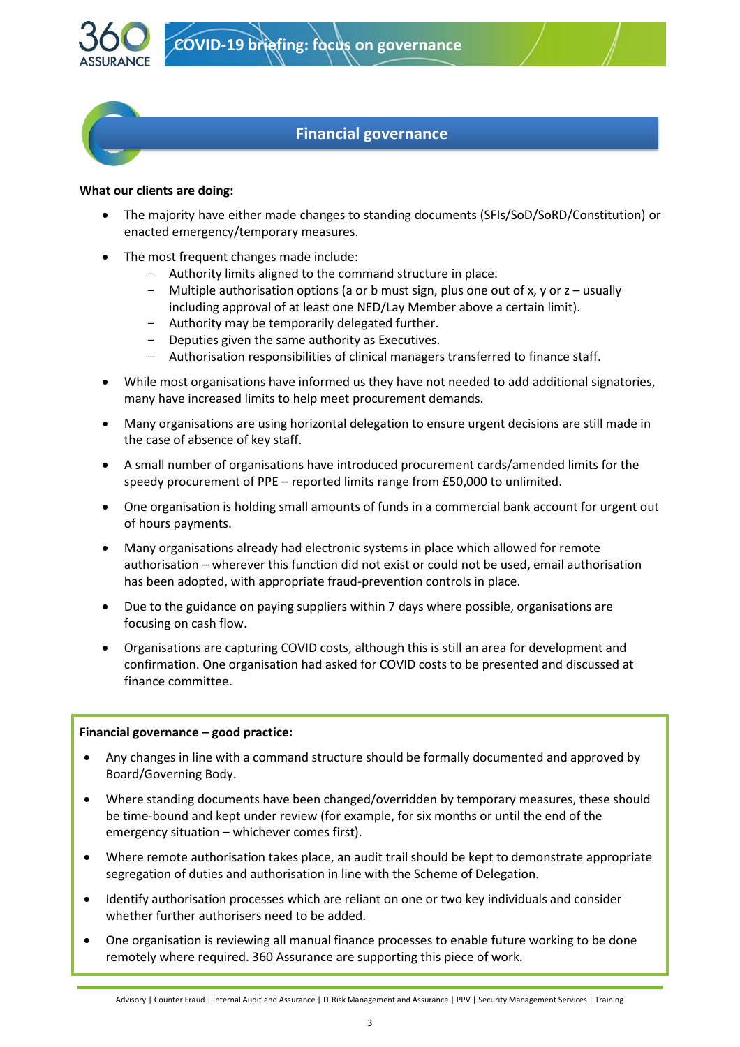## Financial governance

**What our clients are doing:**

- The majority have either made changes to standing documents (SFIs/SoD/SoRD/Constitution) or enacted emergency/temporary measures.
- The most frequent changes made include:
  - Authority limits aligned to the command structure in place.
  - Multiple authorisation options (a or b must sign, plus one out of x, y or z – usually including approval of at least one NED/Lay Member above a certain limit).
  - Authority may be temporarily delegated further.
  - Deputies given the same authority as Executives.
  - Authorisation responsibilities of clinical managers transferred to finance staff.
- While most organisations have informed us they have not needed to add additional signatories, many have increased limits to help meet procurement demands.
- Many organisations are using horizontal delegation to ensure urgent decisions are still made in the case of absence of key staff.
- A small number of organisations have introduced procurement cards/amended limits for the speedy procurement of PPE – reported limits range from £50,000 to unlimited.
- One organisation is holding small amounts of funds in a commercial bank account for urgent out of hours payments.
- Many organisations already had electronic systems in place which allowed for remote authorisation – wherever this function did not exist or could not be used, email authorisation has been adopted, with appropriate fraud-prevention controls in place.
- Due to the guidance on paying suppliers within 7 days where possible, organisations are focusing on cash flow.
- Organisations are capturing COVID costs, although this is still an area for development and confirmation. One organisation had asked for COVID costs to be presented and discussed at finance committee.

**Financial governance – good practice:**

- Any changes in line with a command structure should be formally documented and approved by Board/Governing Body.
- Where standing documents have been changed/overridden by temporary measures, these should be time-bound and kept under review (for example, for six months or until the end of the emergency situation – whichever comes first).
- Where remote authorisation takes place, an audit trail should be kept to demonstrate appropriate segregation of duties and authorisation in line with the Scheme of Delegation.
- Identify authorisation processes which are reliant on one or two key individuals and consider whether further authorisers need to be added.
- One organisation is reviewing all manual finance processes to enable future working to be done remotely where required. 360 Assurance are supporting this piece of work.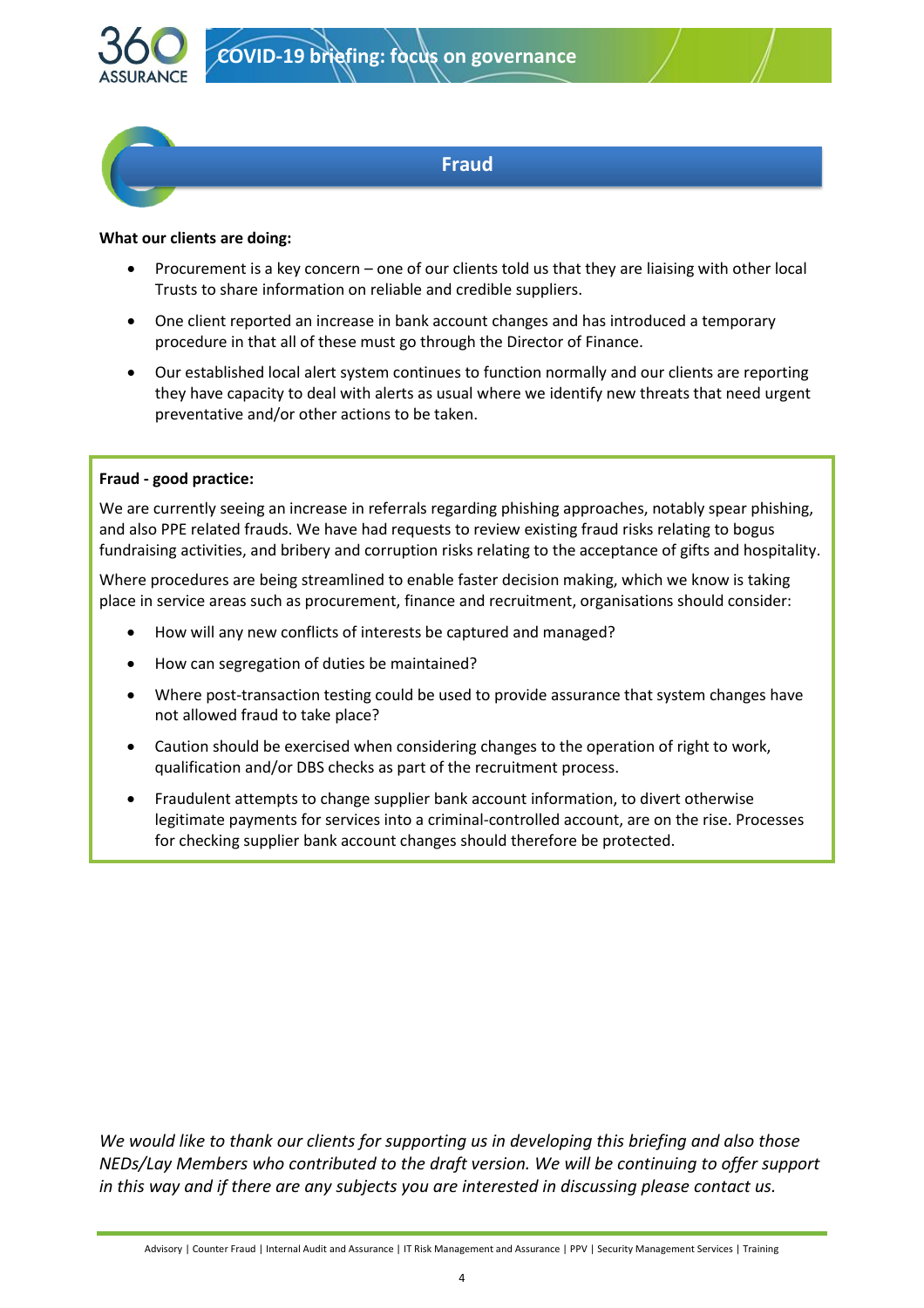## Fraud

**What our clients are doing:**

- Procurement is a key concern – one of our clients told us that they are liaising with other local Trusts to share information on reliable and credible suppliers.
- One client reported an increase in bank account changes and has introduced a temporary procedure in that all of these must go through the Director of Finance.
- Our established local alert system continues to function normally and our clients are reporting they have capacity to deal with alerts as usual where we identify new threats that need urgent preventative and/or other actions to be taken.

**Fraud - good practice:**

We are currently seeing an increase in referrals regarding phishing approaches, notably spear phishing, and also PPE related frauds. We have had requests to review existing fraud risks relating to bogus fundraising activities, and bribery and corruption risks relating to the acceptance of gifts and hospitality.

Where procedures are being streamlined to enable faster decision making, which we know is taking place in service areas such as procurement, finance and recruitment, organisations should consider:

- How will any new conflicts of interests be captured and managed?
- How can segregation of duties be maintained?
- Where post-transaction testing could be used to provide assurance that system changes have not allowed fraud to take place?
- Caution should be exercised when considering changes to the operation of right to work, qualification and/or DBS checks as part of the recruitment process.
- Fraudulent attempts to change supplier bank account information, to divert otherwise legitimate payments for services into a criminal-controlled account, are on the rise. Processes for checking supplier bank account changes should therefore be protected.

*We would like to thank our clients for supporting us in developing this briefing and also those NEDs/Lay Members who contributed to the draft version. We will be continuing to offer support in this way and if there are any subjects you are interested in discussing please contact us.*